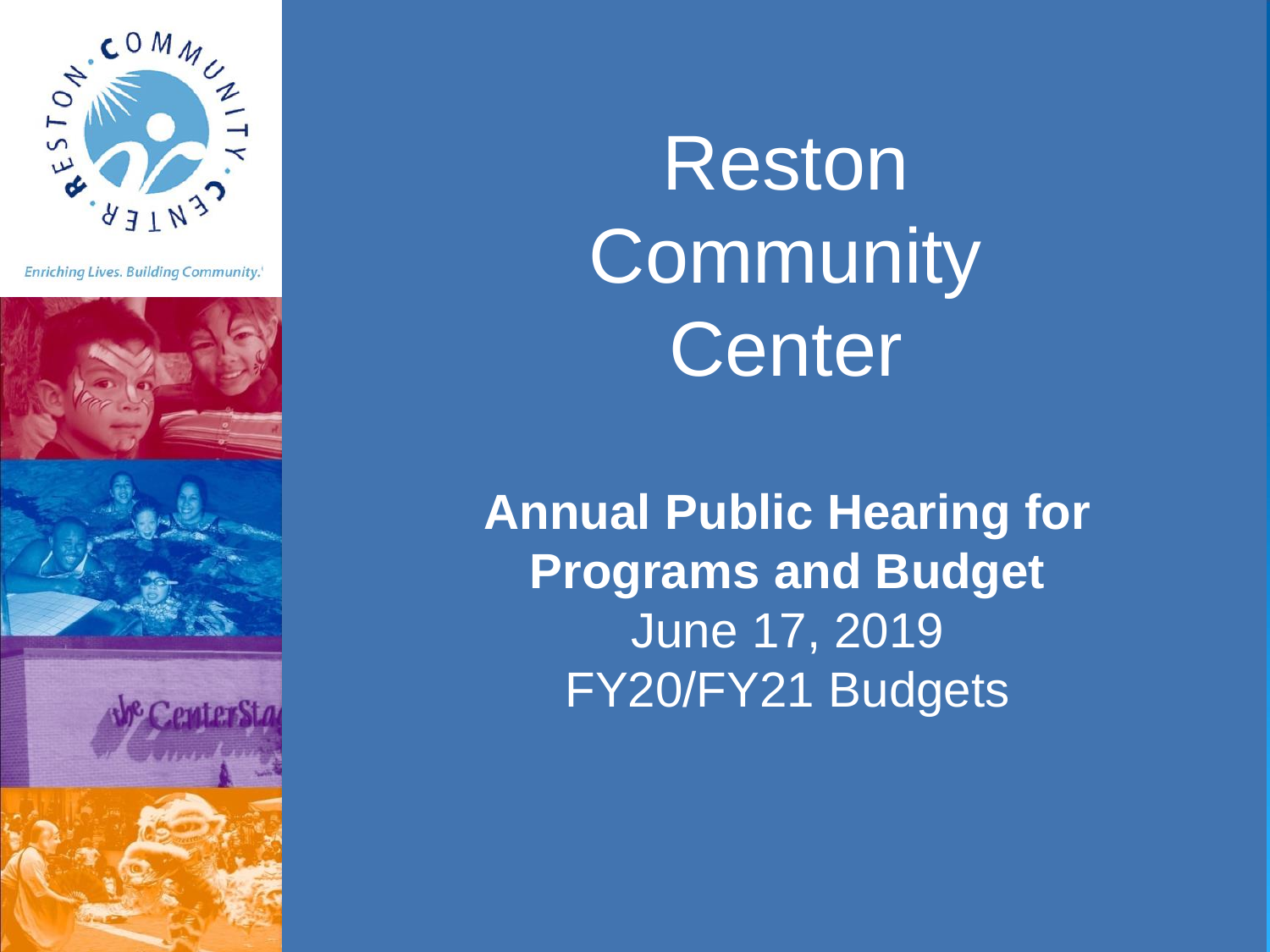Enriching Lives. Building Community.

# Reston Community Center

**Annual Public Hearing for Programs and Budget**

June 17, 2019

FY20/FY21 Budgets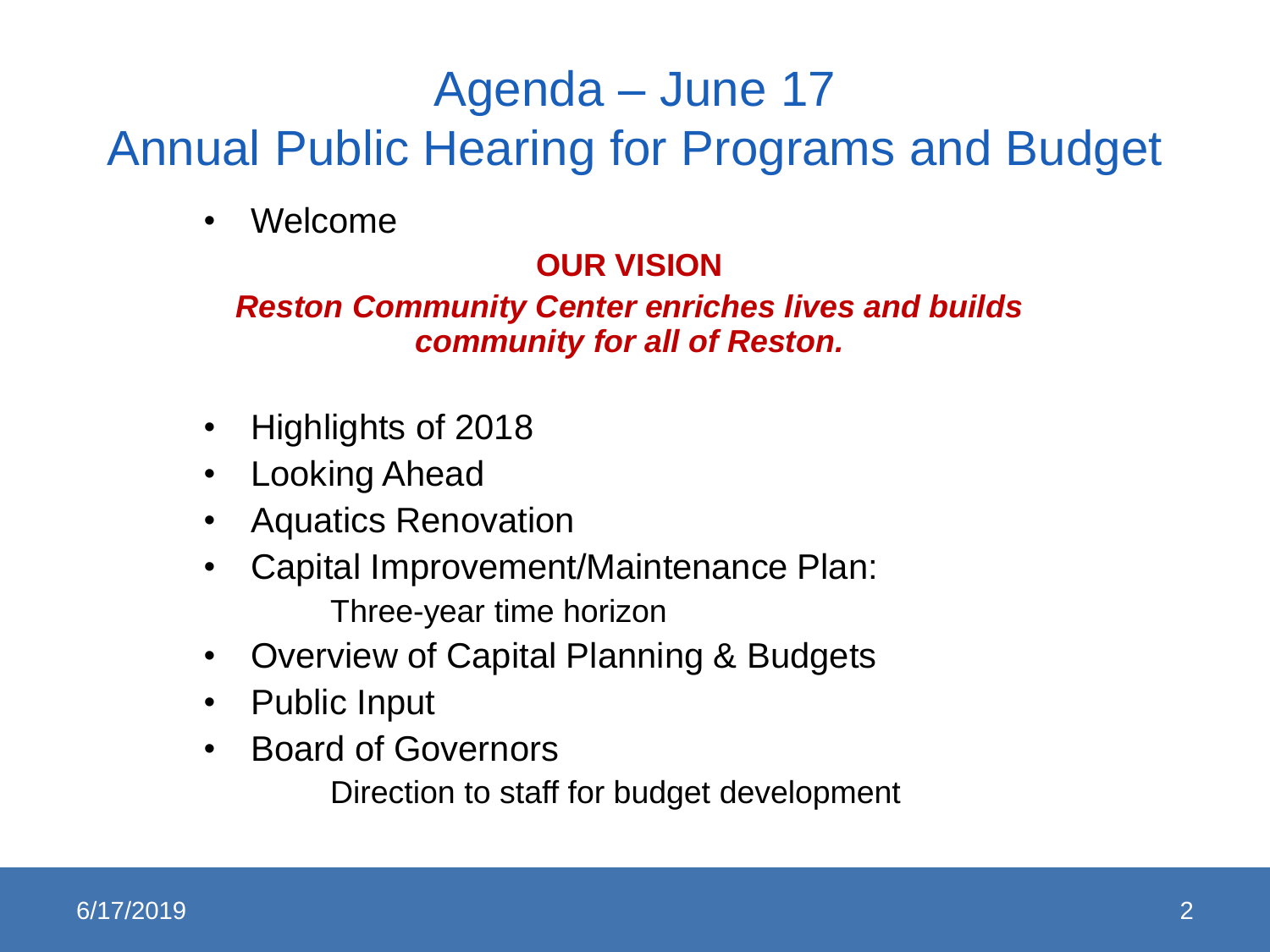# Agenda – June 17
# Annual Public Hearing for Programs and Budget

- Welcome

**OUR VISION**

***Reston Community Center enriches lives and builds community for all of Reston.***

- Highlights of 2018
- Looking Ahead
- Aquatics Renovation
- Capital Improvement/Maintenance Plan:
  - Three-year time horizon
- Overview of Capital Planning & Budgets
- Public Input
- Board of Governors
  - Direction to staff for budget development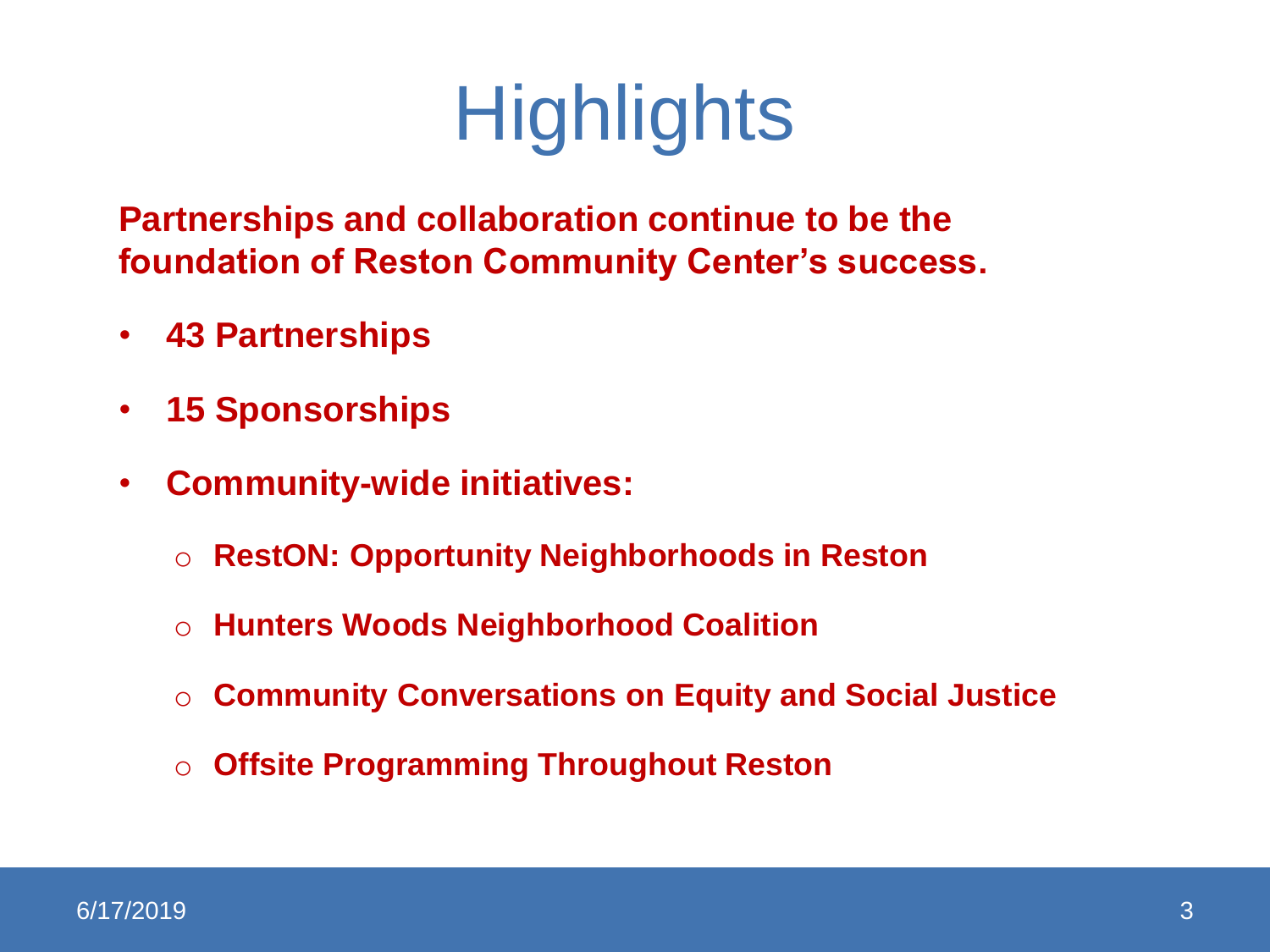# Highlights

**Partnerships and collaboration continue to be the foundation of Reston Community Center's success.**

- **43 Partnerships**
- **15 Sponsorships**
- **Community-wide initiatives:**
  - **RestON: Opportunity Neighborhoods in Reston**
  - **Hunters Woods Neighborhood Coalition**
  - **Community Conversations on Equity and Social Justice**
  - **Offsite Programming Throughout Reston**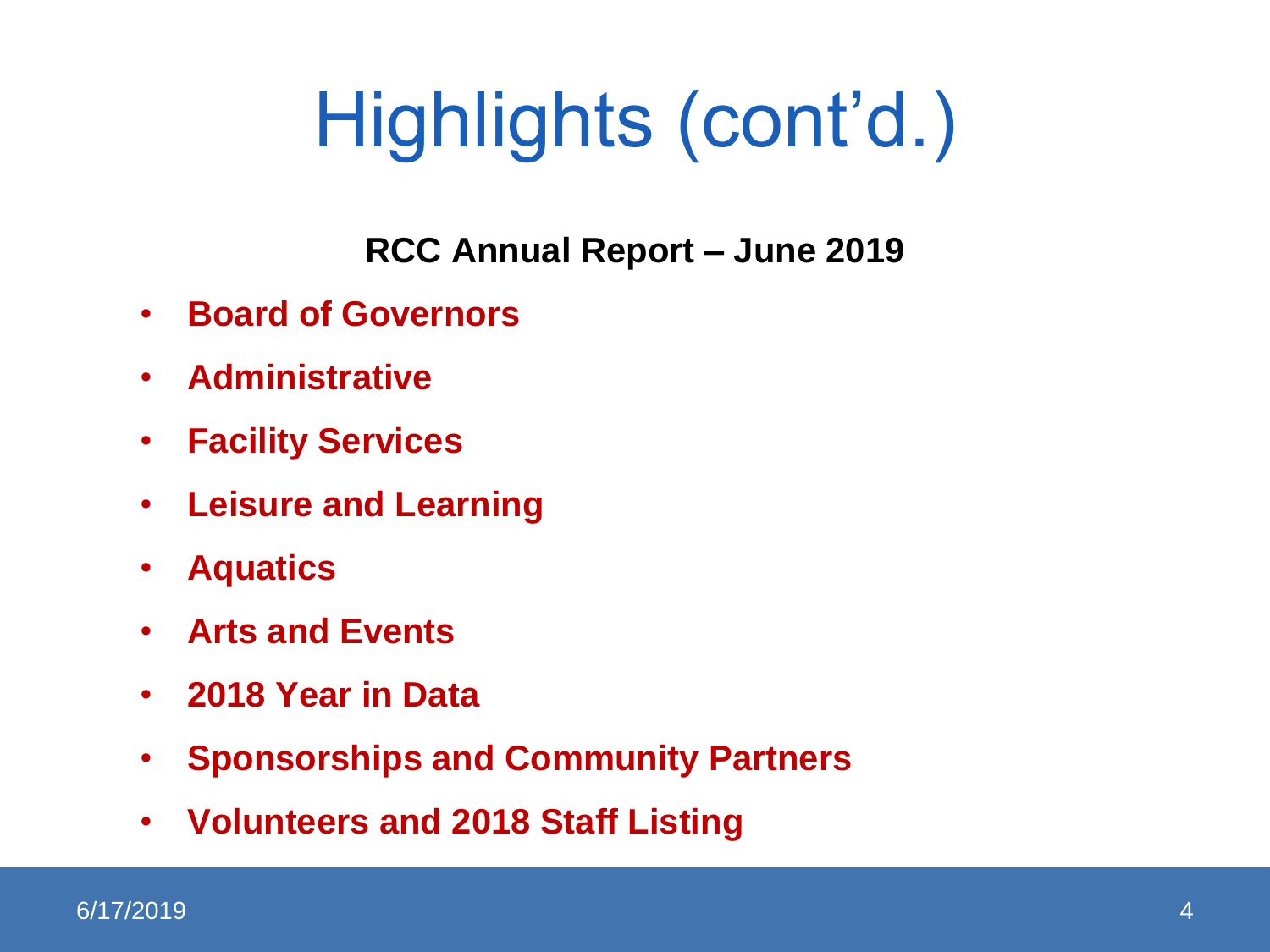# Highlights (cont'd.)

**RCC Annual Report – June 2019**

- **Board of Governors**
- **Administrative**
- **Facility Services**
- **Leisure and Learning**
- **Aquatics**
- **Arts and Events**
- **2018 Year in Data**
- **Sponsorships and Community Partners**
- **Volunteers and 2018 Staff Listing**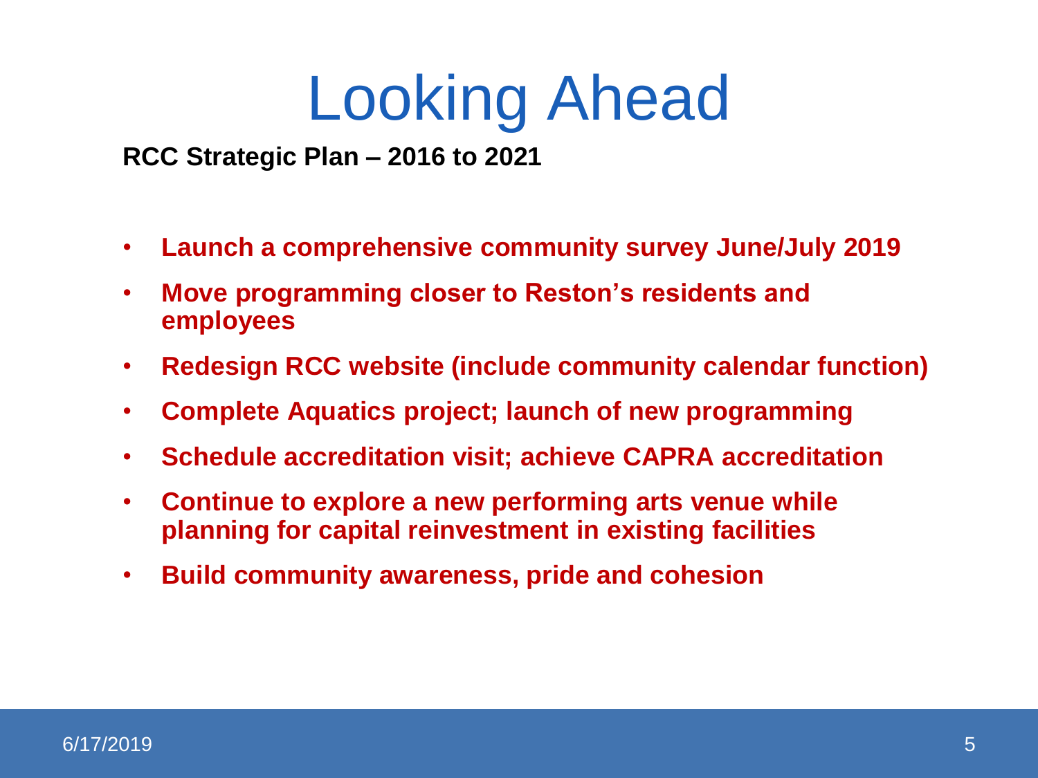# Looking Ahead

**RCC Strategic Plan – 2016 to 2021**

- **Launch a comprehensive community survey June/July 2019**
- **Move programming closer to Reston's residents and employees**
- **Redesign RCC website (include community calendar function)**
- **Complete Aquatics project; launch of new programming**
- **Schedule accreditation visit; achieve CAPRA accreditation**
- **Continue to explore a new performing arts venue while planning for capital reinvestment in existing facilities**
- **Build community awareness, pride and cohesion**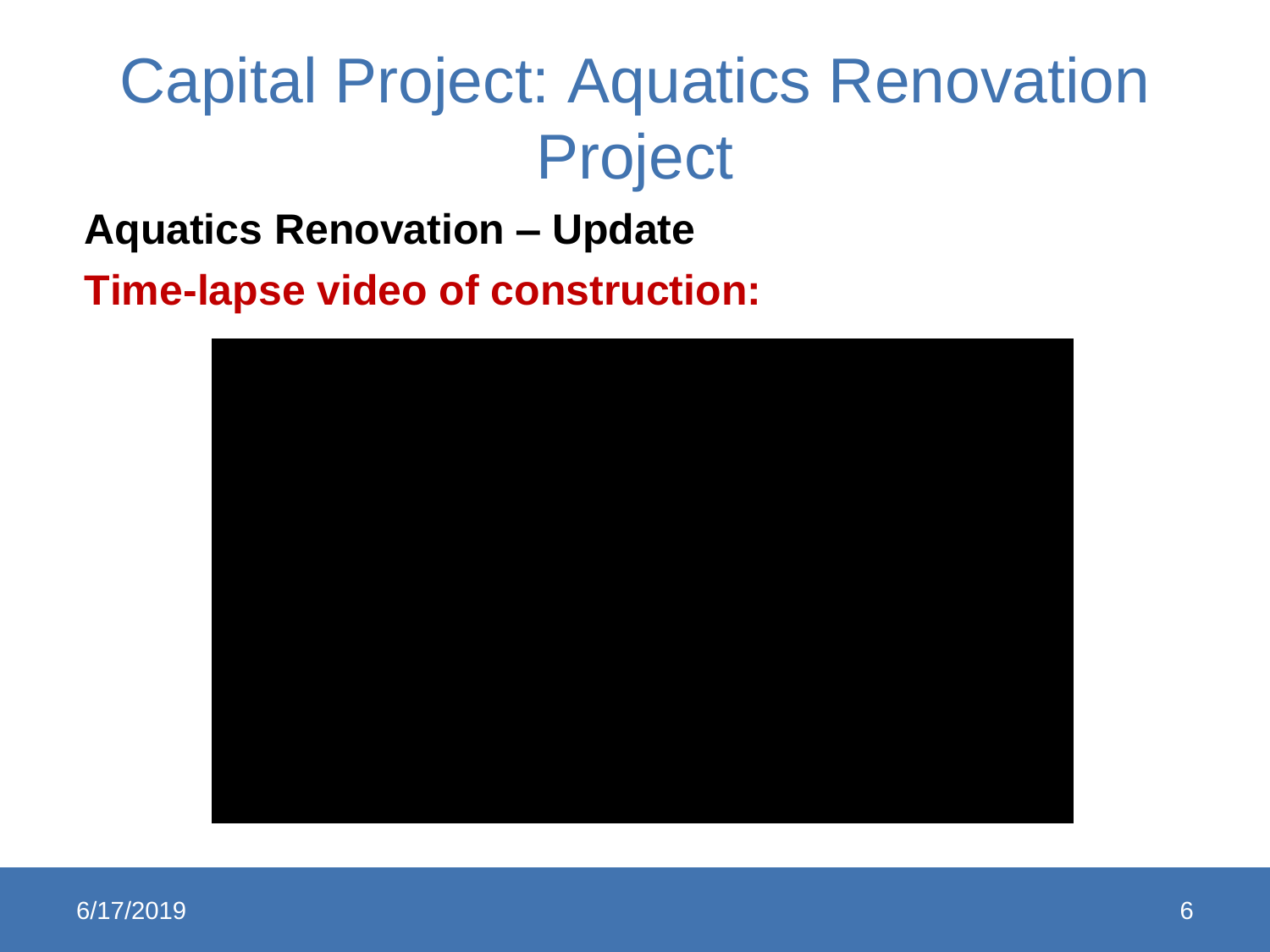# Capital Project: Aquatics Renovation Project

**Aquatics Renovation – Update**

**Time-lapse video of construction:**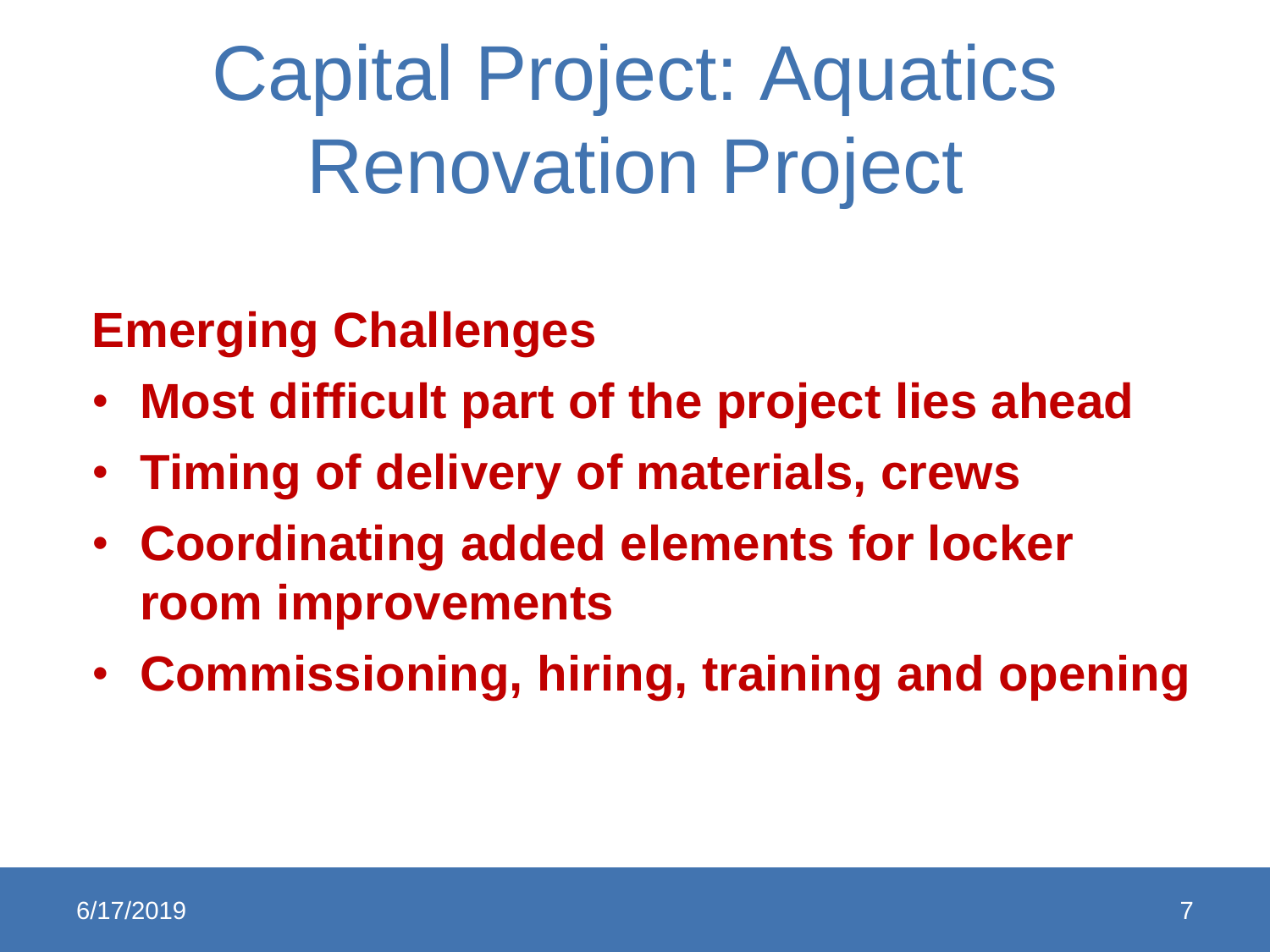# Capital Project: Aquatics Renovation Project

**Emerging Challenges**

- **Most difficult part of the project lies ahead**
- **Timing of delivery of materials, crews**
- **Coordinating added elements for locker room improvements**
- **Commissioning, hiring, training and opening**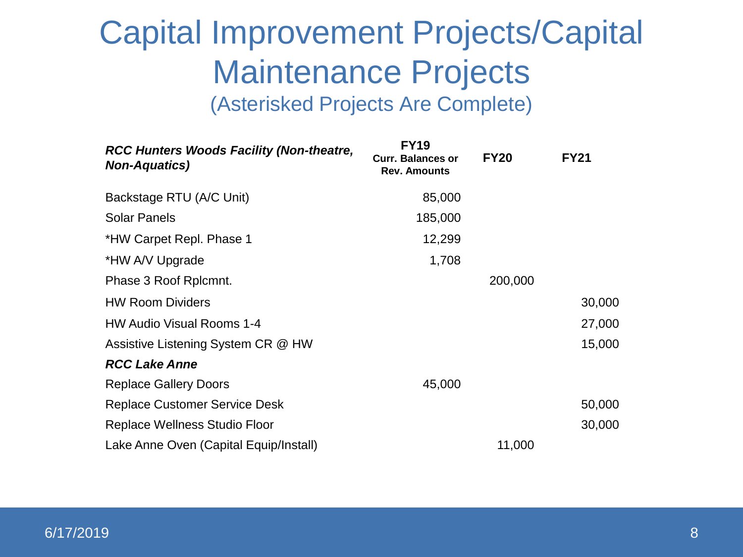# Capital Improvement Projects/Capital Maintenance Projects

(Asterisked Projects Are Complete)

| ***RCC Hunters Woods Facility (Non-theatre, Non-Aquatics)*** | **FY19 Curr. Balances or Rev. Amounts** | **FY20** | **FY21** |
|---|---|---|---|
| Backstage RTU (A/C Unit) | 85,000 | | |
| Solar Panels | 185,000 | | |
| *HW Carpet Repl. Phase 1 | 12,299 | | |
| *HW A/V Upgrade | 1,708 | | |
| Phase 3 Roof Rplcmnt. | | 200,000 | |
| HW Room Dividers | | | 30,000 |
| HW Audio Visual Rooms 1-4 | | | 27,000 |
| Assistive Listening System CR @ HW | | | 15,000 |
| ***RCC Lake Anne*** | | | |
| Replace Gallery Doors | 45,000 | | |
| Replace Customer Service Desk | | | 50,000 |
| Replace Wellness Studio Floor | | | 30,000 |
| Lake Anne Oven (Capital Equip/Install) | | 11,000 | |

6/17/2019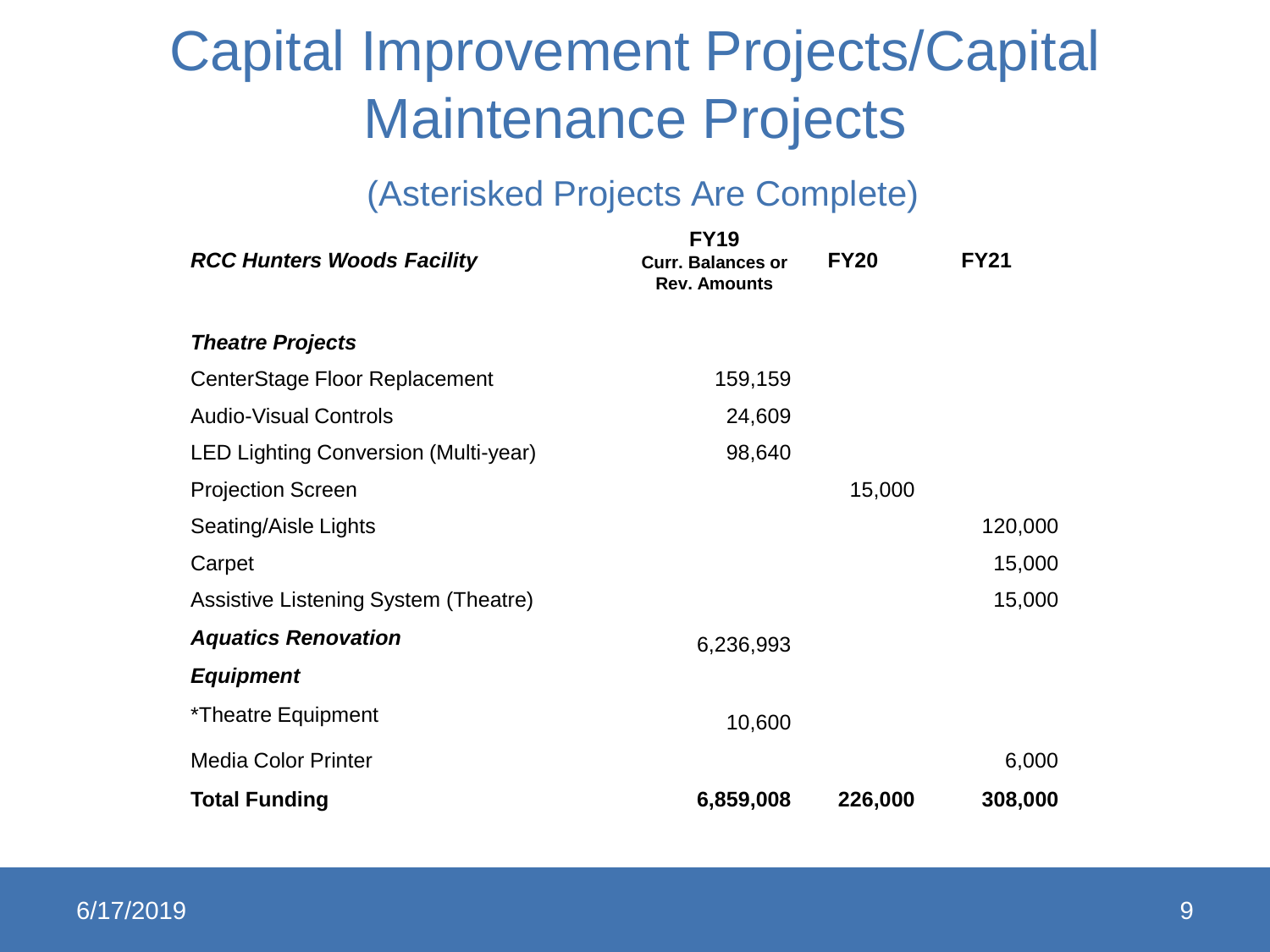# Capital Improvement Projects/Capital Maintenance Projects

## (Asterisked Projects Are Complete)

| ***RCC Hunters Woods Facility*** | **FY19 Curr. Balances or Rev. Amounts** | **FY20** | **FY21** |
|---|---|---|---|
| ***Theatre Projects*** | | | |
| CenterStage Floor Replacement | 159,159 | | |
| Audio-Visual Controls | 24,609 | | |
| LED Lighting Conversion (Multi-year) | 98,640 | | |
| Projection Screen | | 15,000 | |
| Seating/Aisle Lights | | | 120,000 |
| Carpet | | | 15,000 |
| Assistive Listening System (Theatre) | | | 15,000 |
| ***Aquatics Renovation*** | 6,236,993 | | |
| ***Equipment*** | | | |
| *Theatre Equipment | 10,600 | | |
| Media Color Printer | | | 6,000 |
| **Total Funding** | **6,859,008** | **226,000** | **308,000** |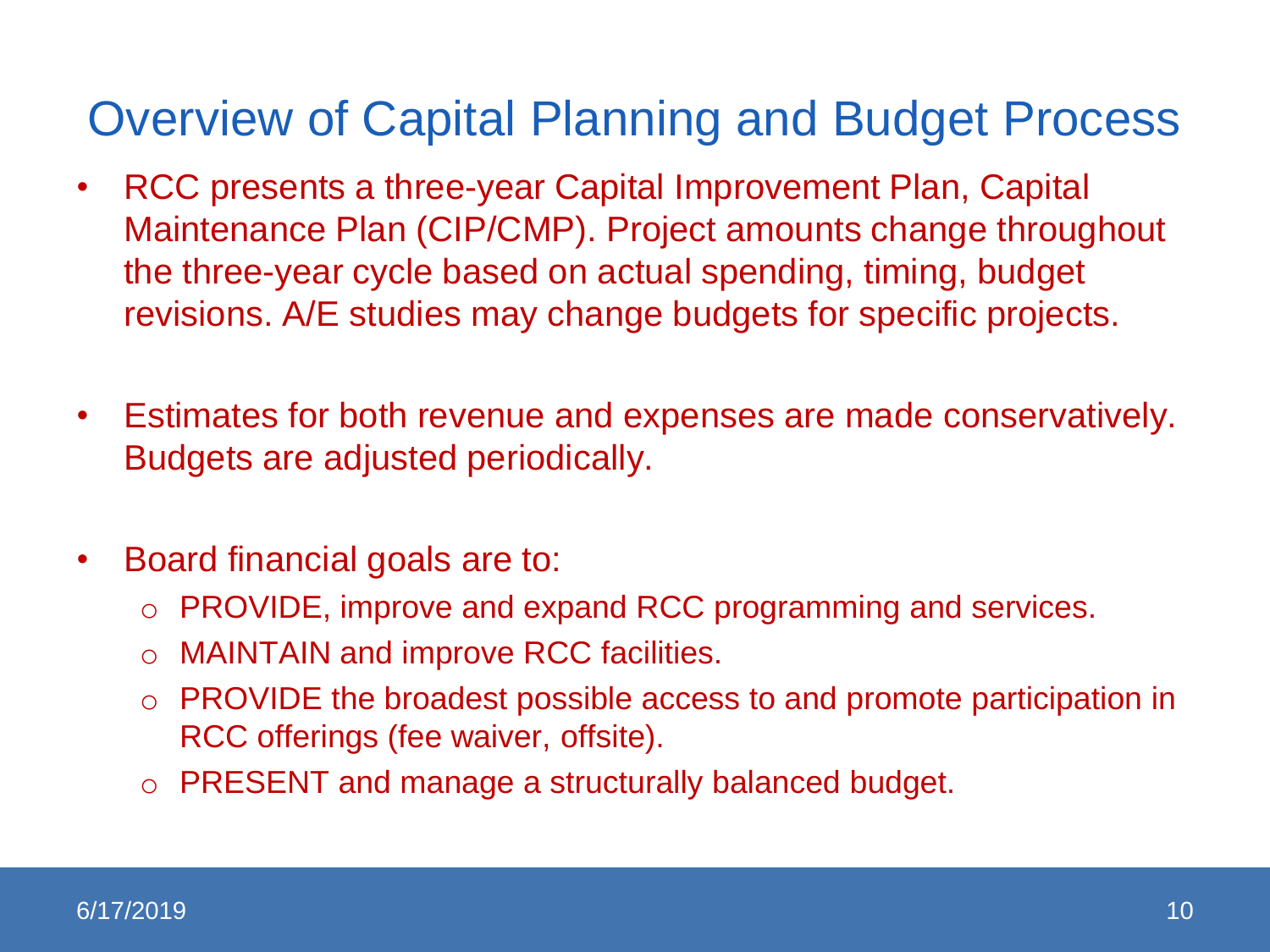# Overview of Capital Planning and Budget Process

- RCC presents a three-year Capital Improvement Plan, Capital Maintenance Plan (CIP/CMP). Project amounts change throughout the three-year cycle based on actual spending, timing, budget revisions. A/E studies may change budgets for specific projects.

- Estimates for both revenue and expenses are made conservatively. Budgets are adjusted periodically.

- Board financial goals are to:
  - PROVIDE, improve and expand RCC programming and services.
  - MAINTAIN and improve RCC facilities.
  - PROVIDE the broadest possible access to and promote participation in RCC offerings (fee waiver, offsite).
  - PRESENT and manage a structurally balanced budget.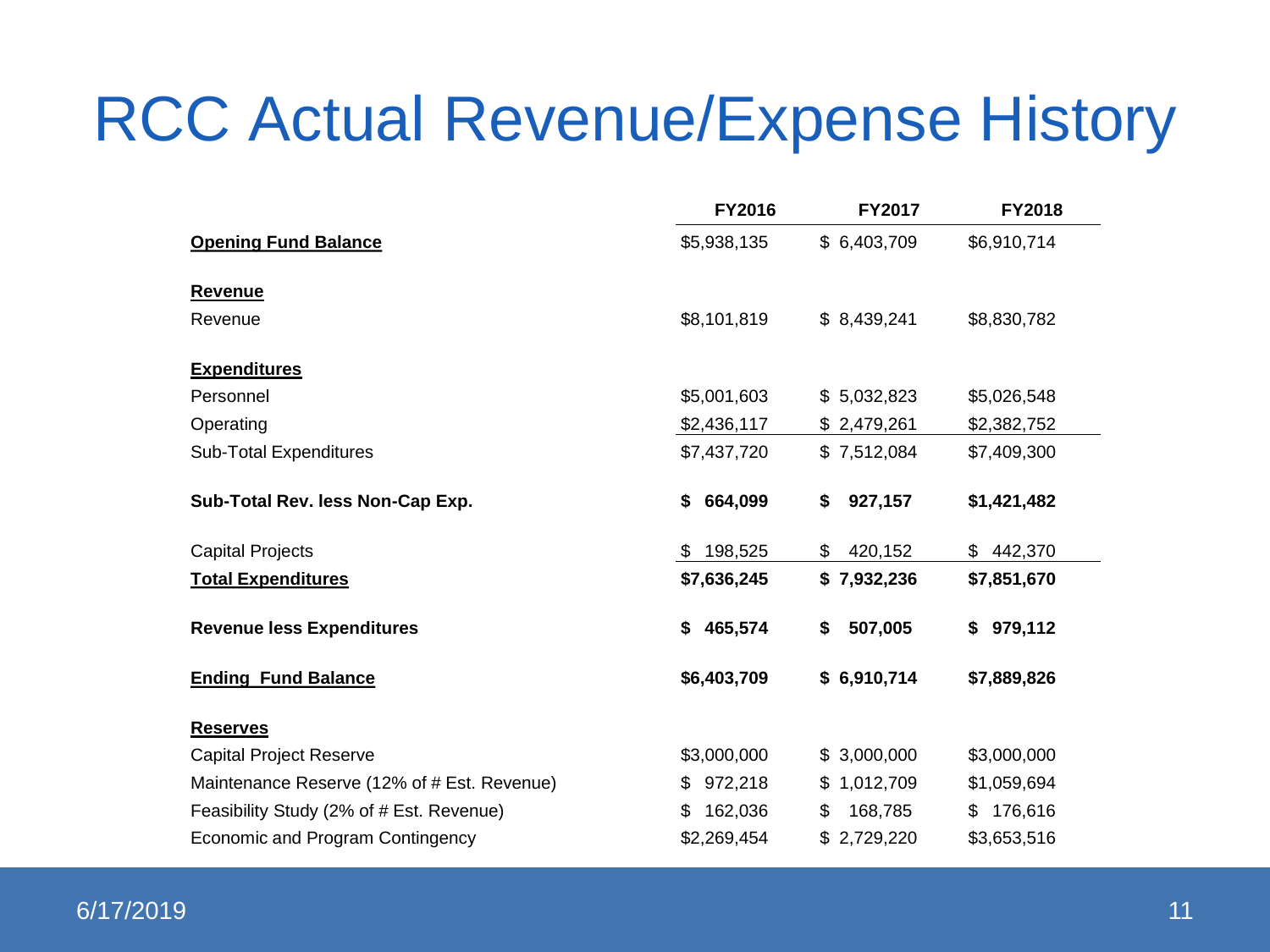# RCC Actual Revenue/Expense History

| | FY2016 | FY2017 | FY2018 |
|---|---|---|---|
| **Opening Fund Balance** | $5,938,135 | $ 6,403,709 | $6,910,714 |
| **Revenue** | | | |
| Revenue | $8,101,819 | $ 8,439,241 | $8,830,782 |
| **Expenditures** | | | |
| Personnel | $5,001,603 | $ 5,032,823 | $5,026,548 |
| Operating | $2,436,117 | $ 2,479,261 | $2,382,752 |
| Sub-Total Expenditures | $7,437,720 | $ 7,512,084 | $7,409,300 |
| **Sub-Total Rev. less Non-Cap Exp.** | **$ 664,099** | **$ 927,157** | **$1,421,482** |
| Capital Projects | $ 198,525 | $ 420,152 | $ 442,370 |
| **Total Expenditures** | **$7,636,245** | **$ 7,932,236** | **$7,851,670** |
| **Revenue less Expenditures** | **$ 465,574** | **$ 507,005** | **$ 979,112** |
| **Ending Fund Balance** | **$6,403,709** | **$ 6,910,714** | **$7,889,826** |
| **Reserves** | | | |
| Capital Project Reserve | $3,000,000 | $ 3,000,000 | $3,000,000 |
| Maintenance Reserve (12% of # Est. Revenue) | $ 972,218 | $ 1,012,709 | $1,059,694 |
| Feasibility Study (2% of # Est. Revenue) | $ 162,036 | $ 168,785 | $ 176,616 |
| Economic and Program Contingency | $2,269,454 | $ 2,729,220 | $3,653,516 |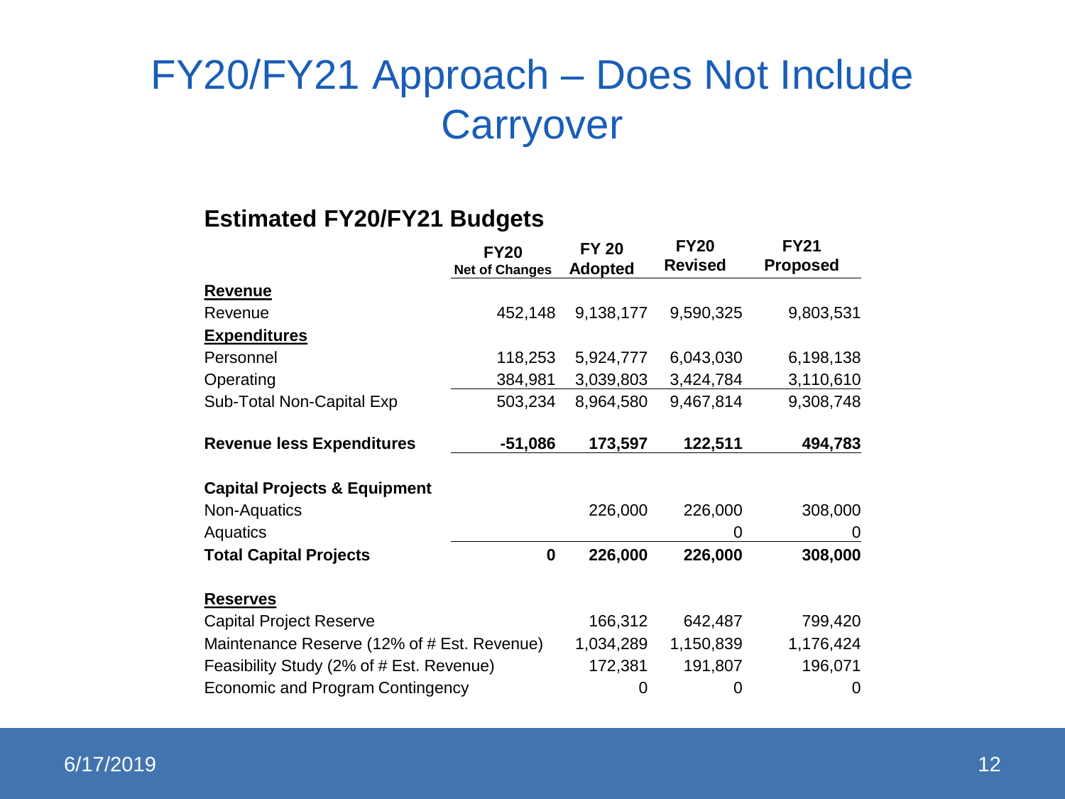# FY20/FY21 Approach – Does Not Include Carryover

### Estimated FY20/FY21 Budgets

| | FY20 Net of Changes | FY 20 Adopted | FY20 Revised | FY21 Proposed |
|---|---|---|---|---|
| **Revenue** | | | | |
| Revenue | 452,148 | 9,138,177 | 9,590,325 | 9,803,531 |
| **Expenditures** | | | | |
| Personnel | 118,253 | 5,924,777 | 6,043,030 | 6,198,138 |
| Operating | 384,981 | 3,039,803 | 3,424,784 | 3,110,610 |
| Sub-Total Non-Capital Exp | 503,234 | 8,964,580 | 9,467,814 | 9,308,748 |
| **Revenue less Expenditures** | **-51,086** | **173,597** | **122,511** | **494,783** |
| **Capital Projects & Equipment** | | | | |
| Non-Aquatics | | 226,000 | 226,000 | 308,000 |
| Aquatics | | | 0 | 0 |
| **Total Capital Projects** | **0** | **226,000** | **226,000** | **308,000** |
| **Reserves** | | | | |
| Capital Project Reserve | | 166,312 | 642,487 | 799,420 |
| Maintenance Reserve (12% of # Est. Revenue) | | 1,034,289 | 1,150,839 | 1,176,424 |
| Feasibility Study (2% of # Est. Revenue) | | 172,381 | 191,807 | 196,071 |
| Economic and Program Contingency | | 0 | 0 | 0 |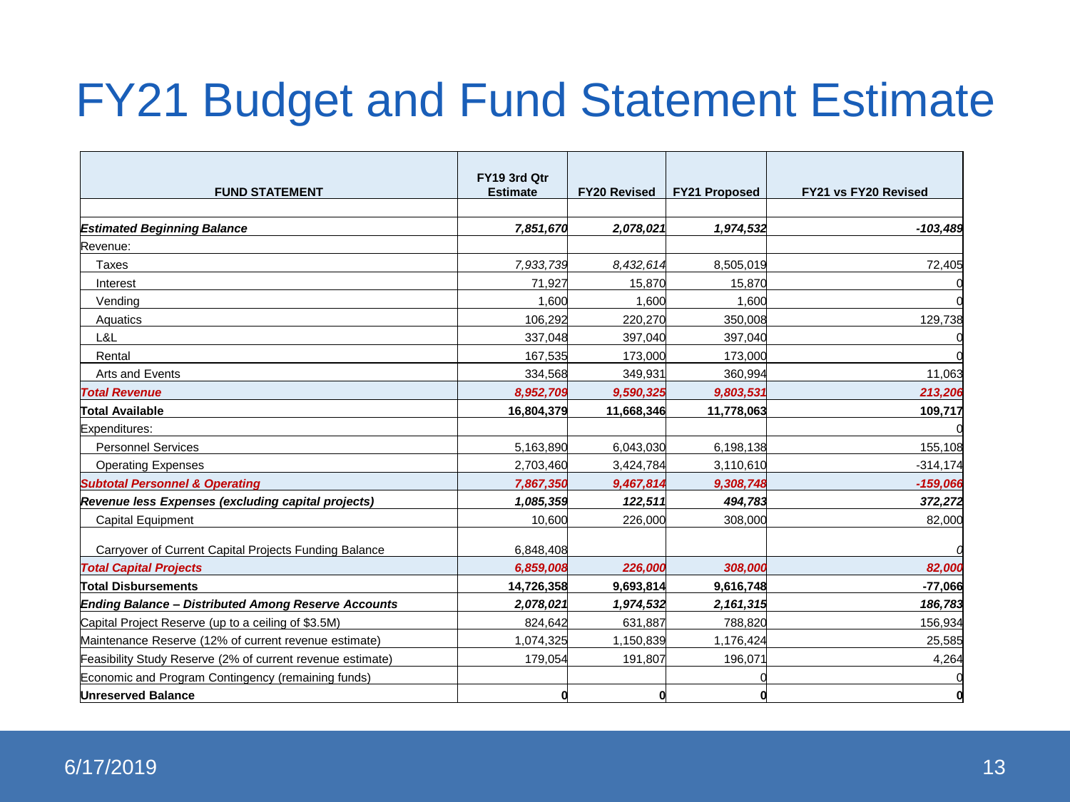# FY21 Budget and Fund Statement Estimate

| FUND STATEMENT | FY19 3rd Qtr Estimate | FY20 Revised | FY21 Proposed | FY21 vs FY20 Revised |
|---|---|---|---|---|
| | | | | |
| ***Estimated Beginning Balance*** | ***7,851,670*** | ***2,078,021*** | ***1,974,532*** | ***-103,489*** |
| Revenue: | | | | |
| Taxes | *7,933,739* | *8,432,614* | 8,505,019 | 72,405 |
| Interest | 71,927 | 15,870 | 15,870 | 0 |
| Vending | 1,600 | 1,600 | 1,600 | 0 |
| Aquatics | 106,292 | 220,270 | 350,008 | 129,738 |
| L&L | 337,048 | 397,040 | 397,040 | 0 |
| Rental | 167,535 | 173,000 | 173,000 | 0 |
| Arts and Events | 334,568 | 349,931 | 360,994 | 11,063 |
| ***Total Revenue*** | ***8,952,709*** | ***9,590,325*** | ***9,803,531*** | ***213,206*** |
| **Total Available** | **16,804,379** | **11,668,346** | **11,778,063** | **109,717** |
| Expenditures: | | | | 0 |
| Personnel Services | 5,163,890 | 6,043,030 | 6,198,138 | 155,108 |
| Operating Expenses | 2,703,460 | 3,424,784 | 3,110,610 | -314,174 |
| ***Subtotal Personnel & Operating*** | ***7,867,350*** | ***9,467,814*** | ***9,308,748*** | ***-159,066*** |
| ***Revenue less Expenses (excluding capital projects)*** | ***1,085,359*** | ***122,511*** | ***494,783*** | ***372,272*** |
| Capital Equipment | 10,600 | 226,000 | 308,000 | 82,000 |
| Carryover of Current Capital Projects Funding Balance | 6,848,408 | | | *0* |
| ***Total Capital Projects*** | ***6,859,008*** | ***226,000*** | ***308,000*** | ***82,000*** |
| **Total Disbursements** | **14,726,358** | **9,693,814** | **9,616,748** | **-77,066** |
| ***Ending Balance – Distributed Among Reserve Accounts*** | ***2,078,021*** | ***1,974,532*** | ***2,161,315*** | ***186,783*** |
| Capital Project Reserve (up to a ceiling of $3.5M) | 824,642 | 631,887 | 788,820 | 156,934 |
| Maintenance Reserve (12% of current revenue estimate) | 1,074,325 | 1,150,839 | 1,176,424 | 25,585 |
| Feasibility Study Reserve (2% of current revenue estimate) | 179,054 | 191,807 | 196,071 | 4,264 |
| Economic and Program Contingency (remaining funds) | | | 0 | 0 |
| **Unreserved Balance** | **0** | **0** | **0** | **0** |

6/17/2019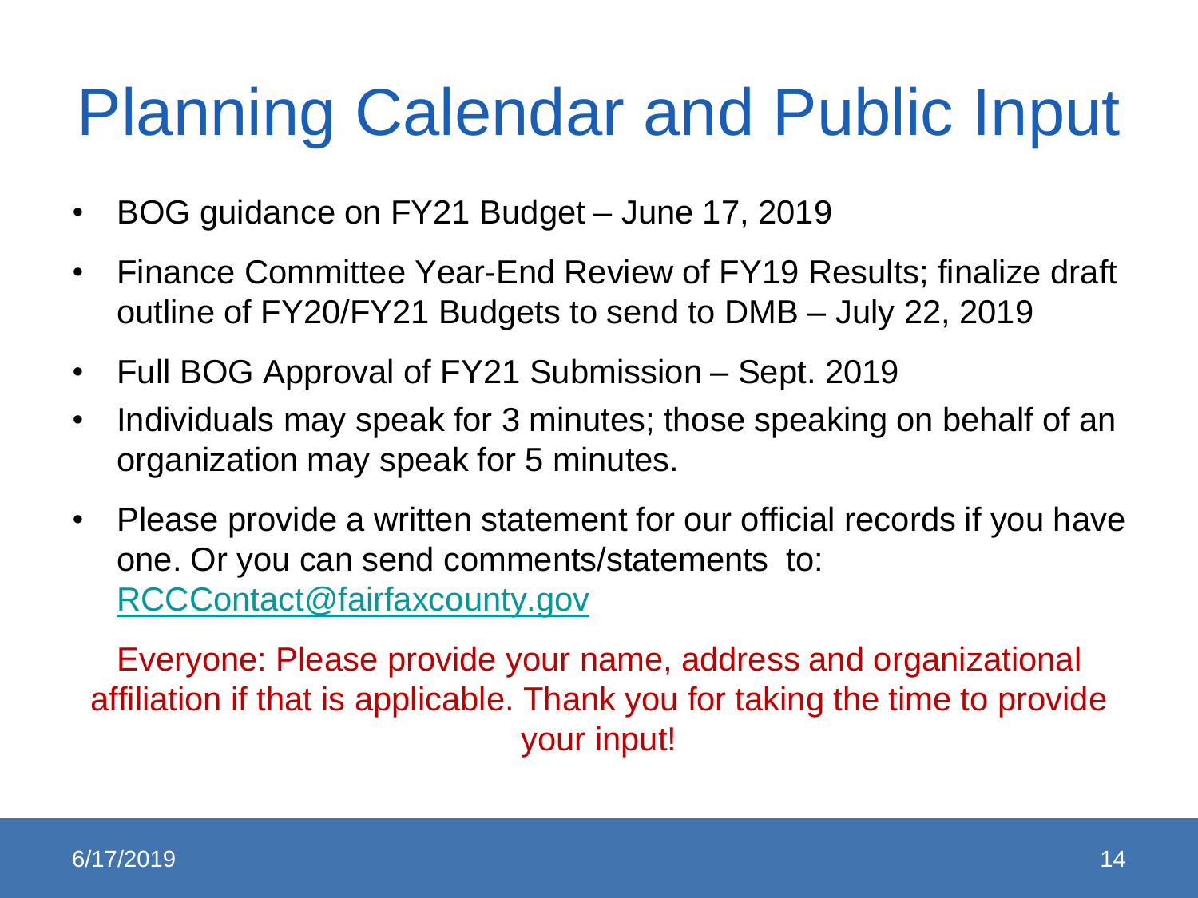# Planning Calendar and Public Input

- BOG guidance on FY21 Budget – June 17, 2019
- Finance Committee Year-End Review of FY19 Results; finalize draft outline of FY20/FY21 Budgets to send to DMB – July 22, 2019
- Full BOG Approval of FY21 Submission – Sept. 2019
- Individuals may speak for 3 minutes; those speaking on behalf of an organization may speak for 5 minutes.
- Please provide a written statement for our official records if you have one. Or you can send comments/statements to: RCCContact@fairfaxcounty.gov

Everyone: Please provide your name, address and organizational affiliation if that is applicable. Thank you for taking the time to provide your input!